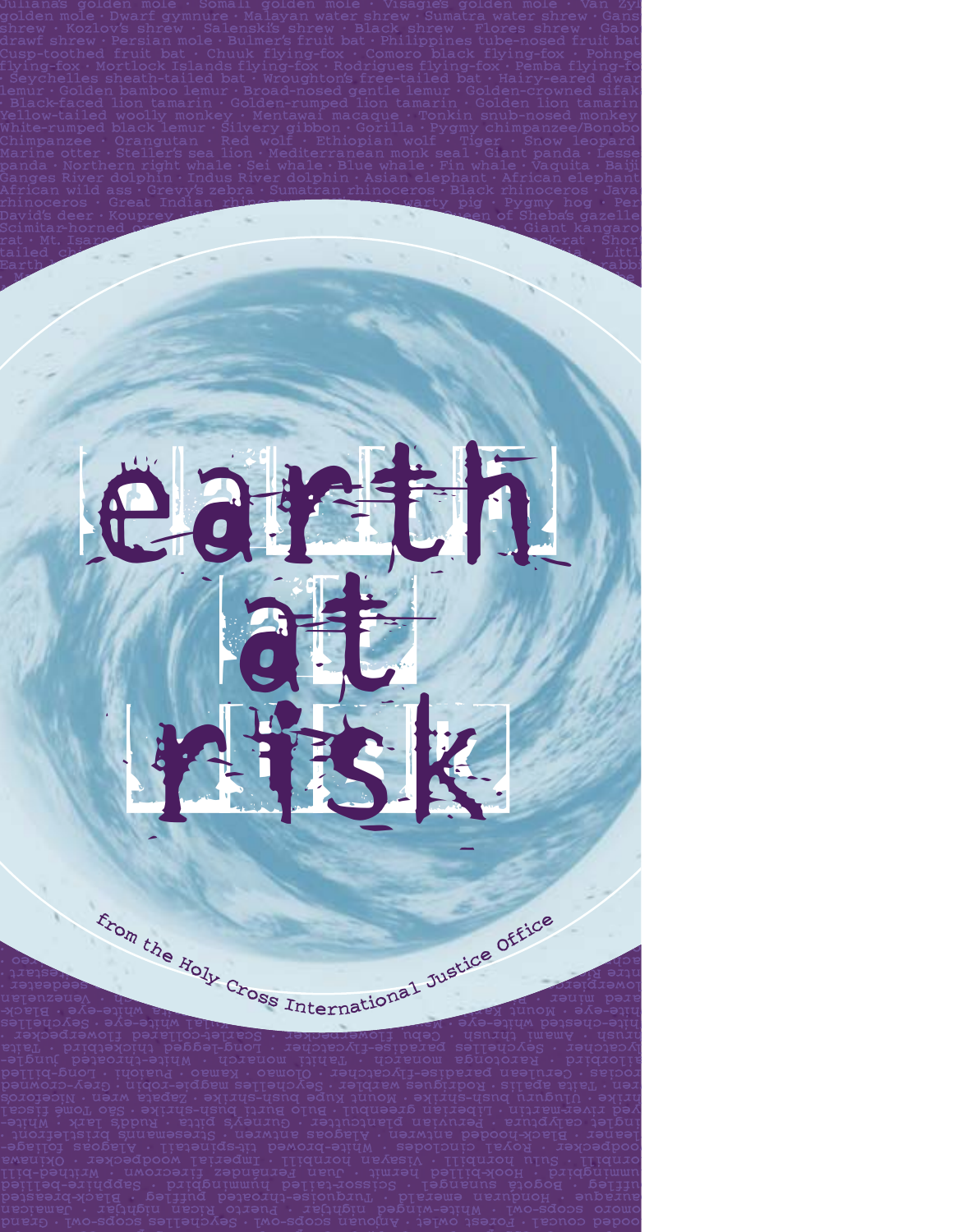# earth at risk

from the Holy Cross International Justice Office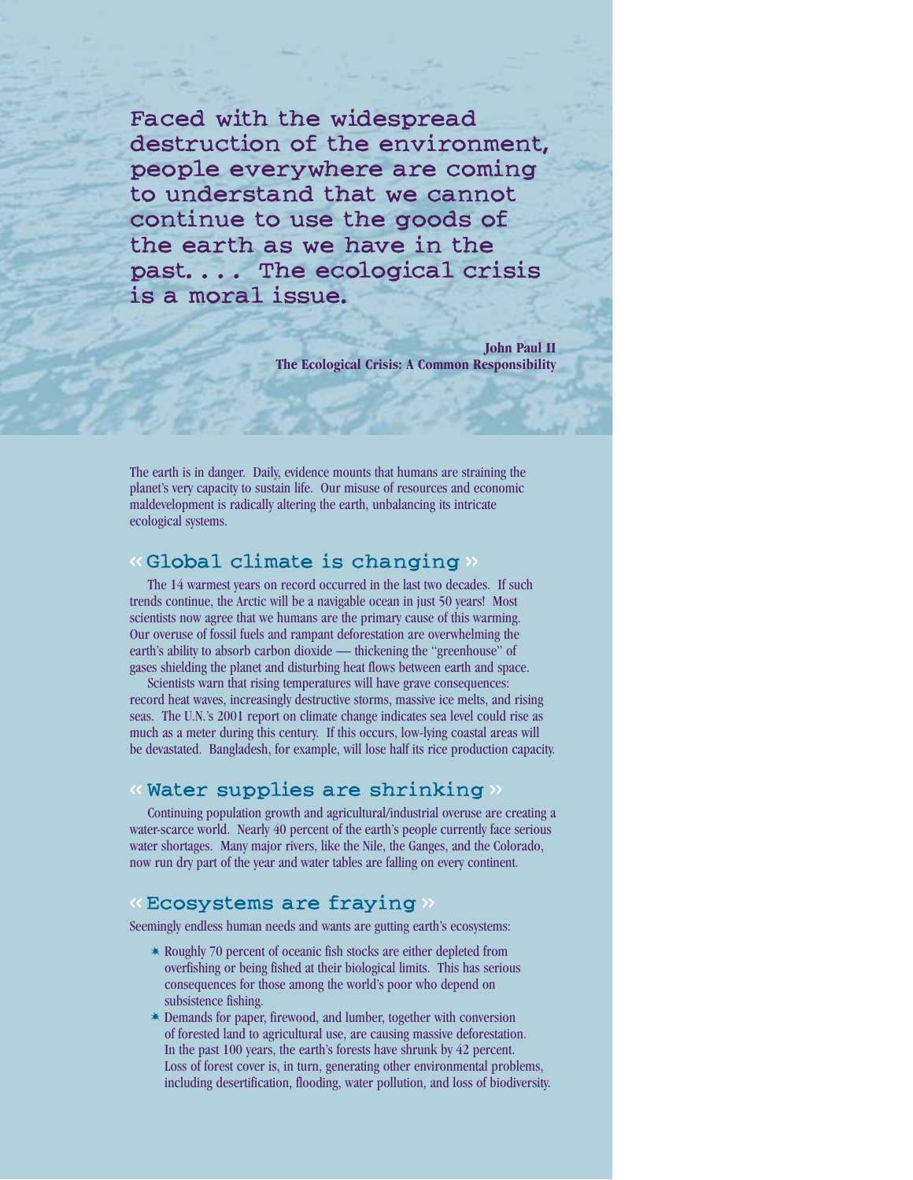> Faced with the widespread destruction of the environment, people everywhere are coming to understand that we cannot continue to use the goods of the earth as we have in the past. . . . The ecological crisis is a moral issue.

**John Paul II**
**The Ecological Crisis: A Common Responsibility**

The earth is in danger. Daily, evidence mounts that humans are straining the planet's very capacity to sustain life. Our misuse of resources and economic maldevelopment is radically altering the earth, unbalancing its intricate ecological systems.

## « Global climate is changing »

The 14 warmest years on record occurred in the last two decades. If such trends continue, the Arctic will be a navigable ocean in just 50 years! Most scientists now agree that we humans are the primary cause of this warming. Our overuse of fossil fuels and rampant deforestation are overwhelming the earth's ability to absorb carbon dioxide — thickening the "greenhouse" of gases shielding the planet and disturbing heat flows between earth and space.

Scientists warn that rising temperatures will have grave consequences: record heat waves, increasingly destructive storms, massive ice melts, and rising seas. The U.N.'s 2001 report on climate change indicates sea level could rise as much as a meter during this century. If this occurs, low-lying coastal areas will be devastated. Bangladesh, for example, will lose half its rice production capacity.

## « Water supplies are shrinking »

Continuing population growth and agricultural/industrial overuse are creating a water-scarce world. Nearly 40 percent of the earth's people currently face serious water shortages. Many major rivers, like the Nile, the Ganges, and the Colorado, now run dry part of the year and water tables are falling on every continent.

## « Ecosystems are fraying »

Seemingly endless human needs and wants are gutting earth's ecosystems:

- Roughly 70 percent of oceanic fish stocks are either depleted from overfishing or being fished at their biological limits. This has serious consequences for those among the world's poor who depend on subsistence fishing.
- Demands for paper, firewood, and lumber, together with conversion of forested land to agricultural use, are causing massive deforestation. In the past 100 years, the earth's forests have shrunk by 42 percent. Loss of forest cover is, in turn, generating other environmental problems, including desertification, flooding, water pollution, and loss of biodiversity.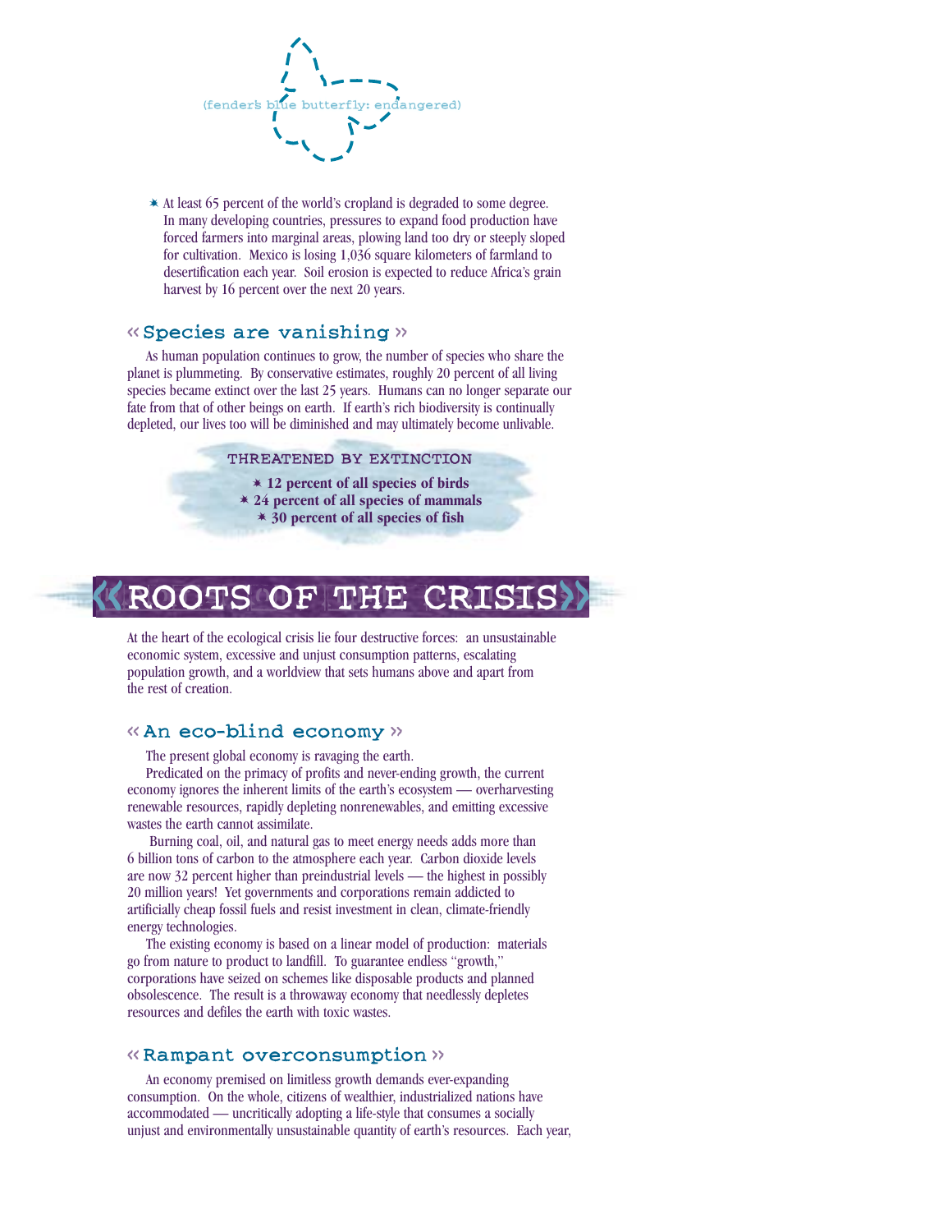(fender's blue butterfly: endangered)

- At least 65 percent of the world's cropland is degraded to some degree. In many developing countries, pressures to expand food production have forced farmers into marginal areas, plowing land too dry or steeply sloped for cultivation. Mexico is losing 1,036 square kilometers of farmland to desertification each year. Soil erosion is expected to reduce Africa's grain harvest by 16 percent over the next 20 years.

### « Species are vanishing »

As human population continues to grow, the number of species who share the planet is plummeting. By conservative estimates, roughly 20 percent of all living species became extinct over the last 25 years. Humans can no longer separate our fate from that of other beings on earth. If earth's rich biodiversity is continually depleted, our lives too will be diminished and may ultimately become unlivable.

THREATENED BY EXTINCTION

- **12 percent of all species of birds**
- **24 percent of all species of mammals**
- **30 percent of all species of fish**

## « ROOTS OF THE CRISIS »

At the heart of the ecological crisis lie four destructive forces: an unsustainable economic system, excessive and unjust consumption patterns, escalating population growth, and a worldview that sets humans above and apart from the rest of creation.

### « An eco-blind economy »

The present global economy is ravaging the earth.

Predicated on the primacy of profits and never-ending growth, the current economy ignores the inherent limits of the earth's ecosystem — overharvesting renewable resources, rapidly depleting nonrenewables, and emitting excessive wastes the earth cannot assimilate.

Burning coal, oil, and natural gas to meet energy needs adds more than 6 billion tons of carbon to the atmosphere each year. Carbon dioxide levels are now 32 percent higher than preindustrial levels — the highest in possibly 20 million years! Yet governments and corporations remain addicted to artificially cheap fossil fuels and resist investment in clean, climate-friendly energy technologies.

The existing economy is based on a linear model of production: materials go from nature to product to landfill. To guarantee endless "growth," corporations have seized on schemes like disposable products and planned obsolescence. The result is a throwaway economy that needlessly depletes resources and defiles the earth with toxic wastes.

### « Rampant overconsumption »

An economy premised on limitless growth demands ever-expanding consumption. On the whole, citizens of wealthier, industrialized nations have accommodated — uncritically adopting a life-style that consumes a socially unjust and environmentally unsustainable quantity of earth's resources. Each year,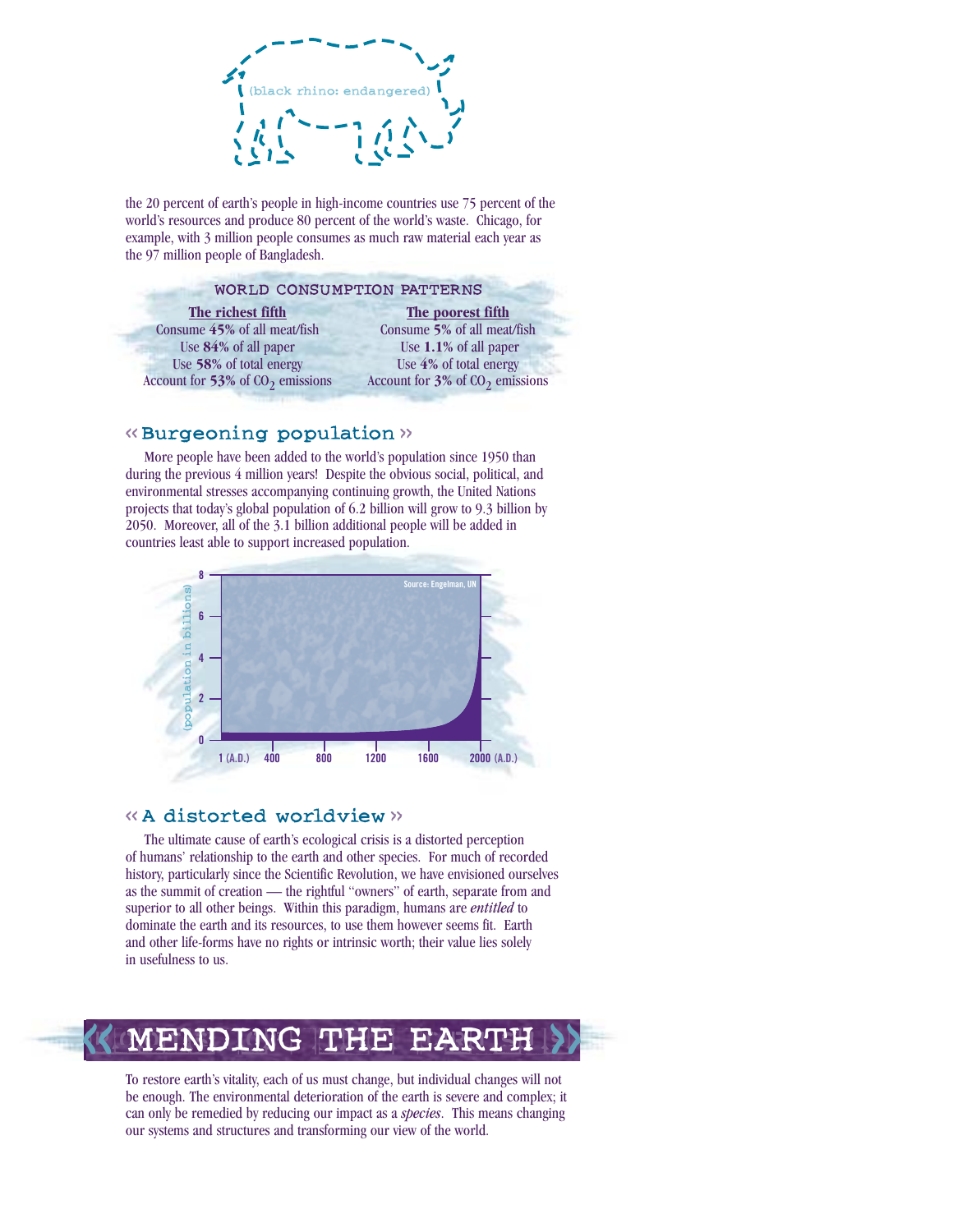(black rhino: endangered)

the 20 percent of earth's people in high-income countries use 75 percent of the world's resources and produce 80 percent of the world's waste. Chicago, for example, with 3 million people consumes as much raw material each year as the 97 million people of Bangladesh.

WORLD CONSUMPTION PATTERNS

| The richest fifth | The poorest fifth |
|---|---|
| Consume **45%** of all meat/fish | Consume **5%** of all meat/fish |
| Use **84%** of all paper | Use **1.1%** of all paper |
| Use **58%** of total energy | Use **4%** of total energy |
| Account for **53%** of $CO_2$ emissions | Account for **3%** of $CO_2$ emissions |

## « Burgeoning population »

More people have been added to the world's population since 1950 than during the previous 4 million years! Despite the obvious social, political, and environmental stresses accompanying continuing growth, the United Nations projects that today's global population of 6.2 billion will grow to 9.3 billion by 2050. Moreover, all of the 3.1 billion additional people will be added in countries least able to support increased population.

Source: Engelman, UN

(population in billions) 0 2 4 6 8

1 (A.D.) 400 800 1200 1600 2000 (A.D.)

## « A distorted worldview »

The ultimate cause of earth's ecological crisis is a distorted perception of humans' relationship to the earth and other species. For much of recorded history, particularly since the Scientific Revolution, we have envisioned ourselves as the summit of creation — the rightful "owners" of earth, separate from and superior to all other beings. Within this paradigm, humans are *entitled* to dominate the earth and its resources, to use them however seems fit. Earth and other life-forms have no rights or intrinsic worth; their value lies solely in usefulness to us.

# MENDING THE EARTH

To restore earth's vitality, each of us must change, but individual changes will not be enough. The environmental deterioration of the earth is severe and complex; it can only be remedied by reducing our impact as a *species*. This means changing our systems and structures and transforming our view of the world.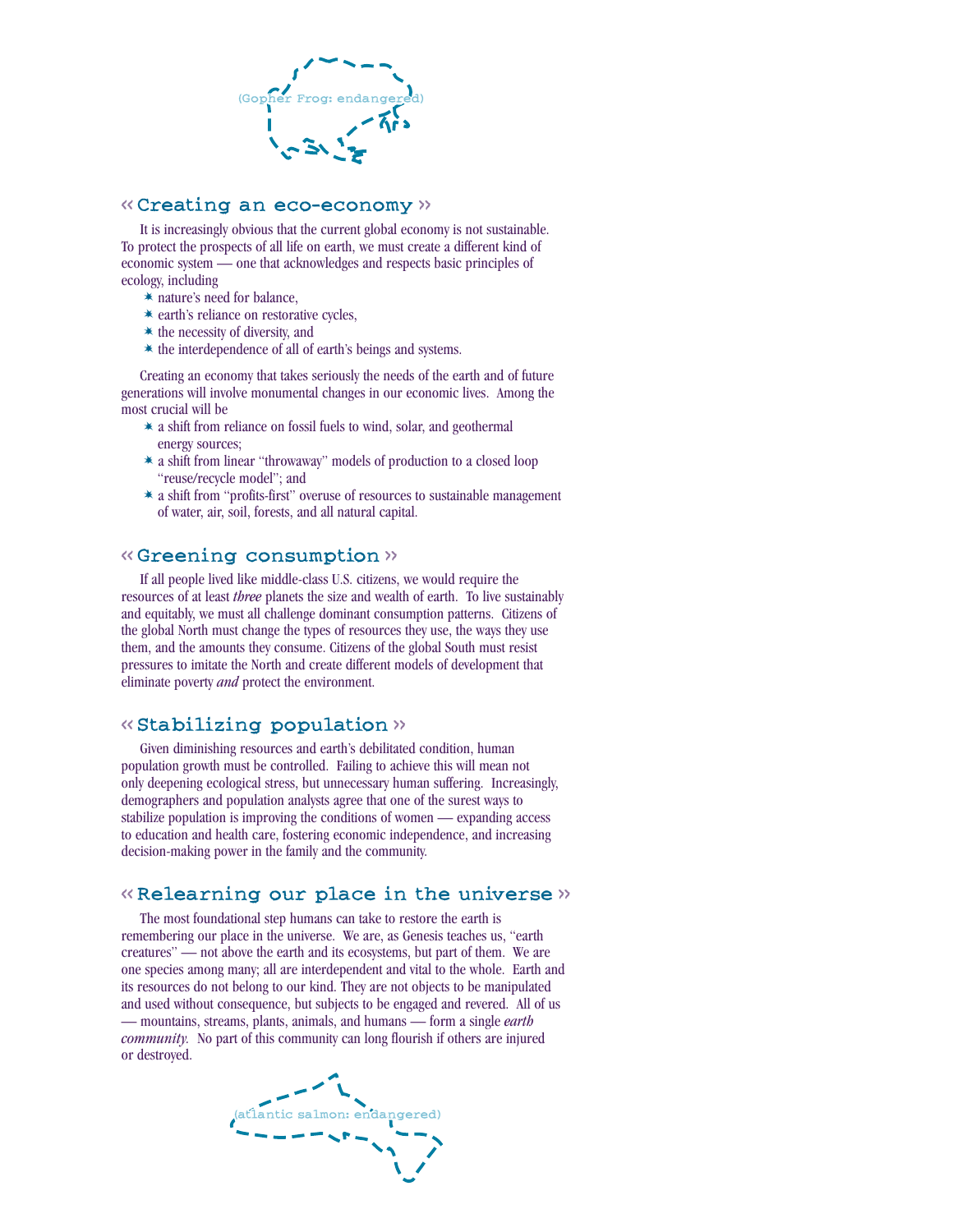(Gopher Frog: endangered)

## « Creating an eco-economy »

It is increasingly obvious that the current global economy is not sustainable. To protect the prospects of all life on earth, we must create a different kind of economic system — one that acknowledges and respects basic principles of ecology, including

- nature's need for balance,
- earth's reliance on restorative cycles,
- the necessity of diversity, and
- the interdependence of all of earth's beings and systems.

Creating an economy that takes seriously the needs of the earth and of future generations will involve monumental changes in our economic lives. Among the most crucial will be

- a shift from reliance on fossil fuels to wind, solar, and geothermal energy sources;
- a shift from linear "throwaway" models of production to a closed loop "reuse/recycle model"; and
- a shift from "profits-first" overuse of resources to sustainable management of water, air, soil, forests, and all natural capital.

## « Greening consumption »

If all people lived like middle-class U.S. citizens, we would require the resources of at least *three* planets the size and wealth of earth. To live sustainably and equitably, we must all challenge dominant consumption patterns. Citizens of the global North must change the types of resources they use, the ways they use them, and the amounts they consume. Citizens of the global South must resist pressures to imitate the North and create different models of development that eliminate poverty *and* protect the environment.

## « Stabilizing population »

Given diminishing resources and earth's debilitated condition, human population growth must be controlled. Failing to achieve this will mean not only deepening ecological stress, but unnecessary human suffering. Increasingly, demographers and population analysts agree that one of the surest ways to stabilize population is improving the conditions of women — expanding access to education and health care, fostering economic independence, and increasing decision-making power in the family and the community.

## « Relearning our place in the universe »

The most foundational step humans can take to restore the earth is remembering our place in the universe. We are, as Genesis teaches us, "earth creatures" — not above the earth and its ecosystems, but part of them. We are one species among many; all are interdependent and vital to the whole. Earth and its resources do not belong to our kind. They are not objects to be manipulated and used without consequence, but subjects to be engaged and revered. All of us — mountains, streams, plants, animals, and humans — form a single *earth community*. No part of this community can long flourish if others are injured or destroyed.

(atlantic salmon: endangered)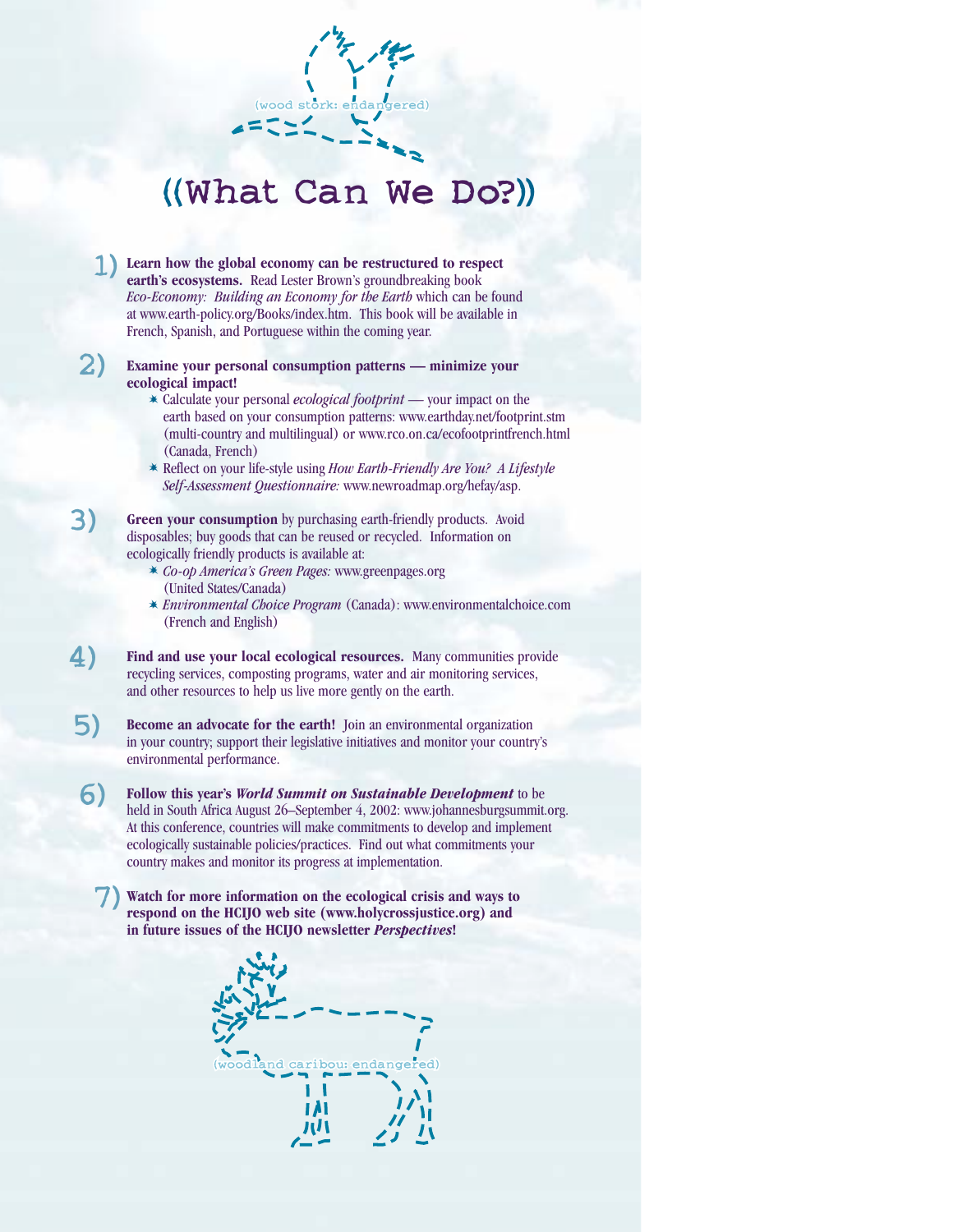(wood stork: endangered)

# ((What Can We Do?))

1) **Learn how the global economy can be restructured to respect earth's ecosystems.** Read Lester Brown's groundbreaking book *Eco-Economy: Building an Economy for the Earth* which can be found at www.earth-policy.org/Books/index.htm. This book will be available in French, Spanish, and Portuguese within the coming year.

2) **Examine your personal consumption patterns — minimize your ecological impact!**
   - Calculate your personal *ecological footprint* — your impact on the earth based on your consumption patterns: www.earthday.net/footprint.stm (multi-country and multilingual) or www.rco.on.ca/ecofootprintfrench.html (Canada, French)
   - Reflect on your life-style using *How Earth-Friendly Are You? A Lifestyle Self-Assessment Questionnaire:* www.newroadmap.org/hefay/asp.

3) **Green your consumption** by purchasing earth-friendly products. Avoid disposables; buy goods that can be reused or recycled. Information on ecologically friendly products is available at:
   - *Co-op America's Green Pages:* www.greenpages.org (United States/Canada)
   - *Environmental Choice Program* (Canada): www.environmentalchoice.com (French and English)

4) **Find and use your local ecological resources.** Many communities provide recycling services, composting programs, water and air monitoring services, and other resources to help us live more gently on the earth.

5) **Become an advocate for the earth!** Join an environmental organization in your country; support their legislative initiatives and monitor your country's environmental performance.

6) **Follow this year's *World Summit on Sustainable Development*** to be held in South Africa August 26–September 4, 2002: www.johannesburgsummit.org. At this conference, countries will make commitments to develop and implement ecologically sustainable policies/practices. Find out what commitments your country makes and monitor its progress at implementation.

7) **Watch for more information on the ecological crisis and ways to respond on the HCIJO web site (www.holycrossjustice.org) and in future issues of the HCIJO newsletter *Perspectives*!**

(woodland caribou: endangered)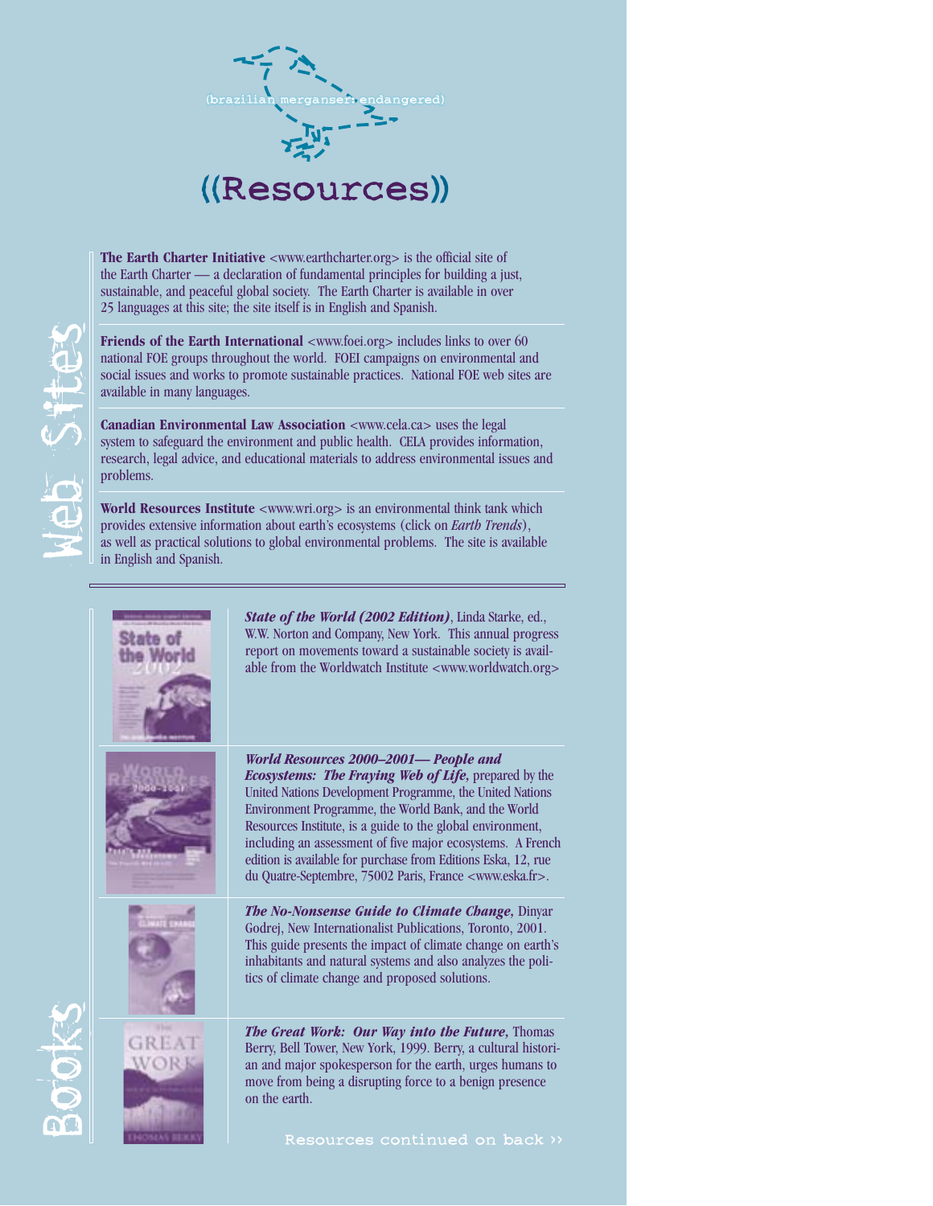(brazilian merganser: endangered)

# ((Resources))

## Web Sites

**The Earth Charter Initiative** <www.earthcharter.org> is the official site of the Earth Charter — a declaration of fundamental principles for building a just, sustainable, and peaceful global society. The Earth Charter is available in over 25 languages at this site; the site itself is in English and Spanish.

**Friends of the Earth International** <www.foei.org> includes links to over 60 national FOE groups throughout the world. FOEI campaigns on environmental and social issues and works to promote sustainable practices. National FOE web sites are available in many languages.

**Canadian Environmental Law Association** <www.cela.ca> uses the legal system to safeguard the environment and public health. CELA provides information, research, legal advice, and educational materials to address environmental issues and problems.

**World Resources Institute** <www.wri.org> is an environmental think tank which provides extensive information about earth's ecosystems (click on *Earth Trends*), as well as practical solutions to global environmental problems. The site is available in English and Spanish.

## Books

***State of the World (2002 Edition)***, Linda Starke, ed., W.W. Norton and Company, New York. This annual progress report on movements toward a sustainable society is available from the Worldwatch Institute <www.worldwatch.org>

***World Resources 2000–2001— People and Ecosystems: The Fraying Web of Life,*** prepared by the United Nations Development Programme, the United Nations Environment Programme, the World Bank, and the World Resources Institute, is a guide to the global environment, including an assessment of five major ecosystems. A French edition is available for purchase from Editions Eska, 12, rue du Quatre-Septembre, 75002 Paris, France <www.eska.fr>.

***The No-Nonsense Guide to Climate Change,*** Dinyar Godrej, New Internationalist Publications, Toronto, 2001. This guide presents the impact of climate change on earth's inhabitants and natural systems and also analyzes the politics of climate change and proposed solutions.

***The Great Work: Our Way into the Future,*** Thomas Berry, Bell Tower, New York, 1999. Berry, a cultural historian and major spokesperson for the earth, urges humans to move from being a disrupting force to a benign presence on the earth.

Resources continued on back ››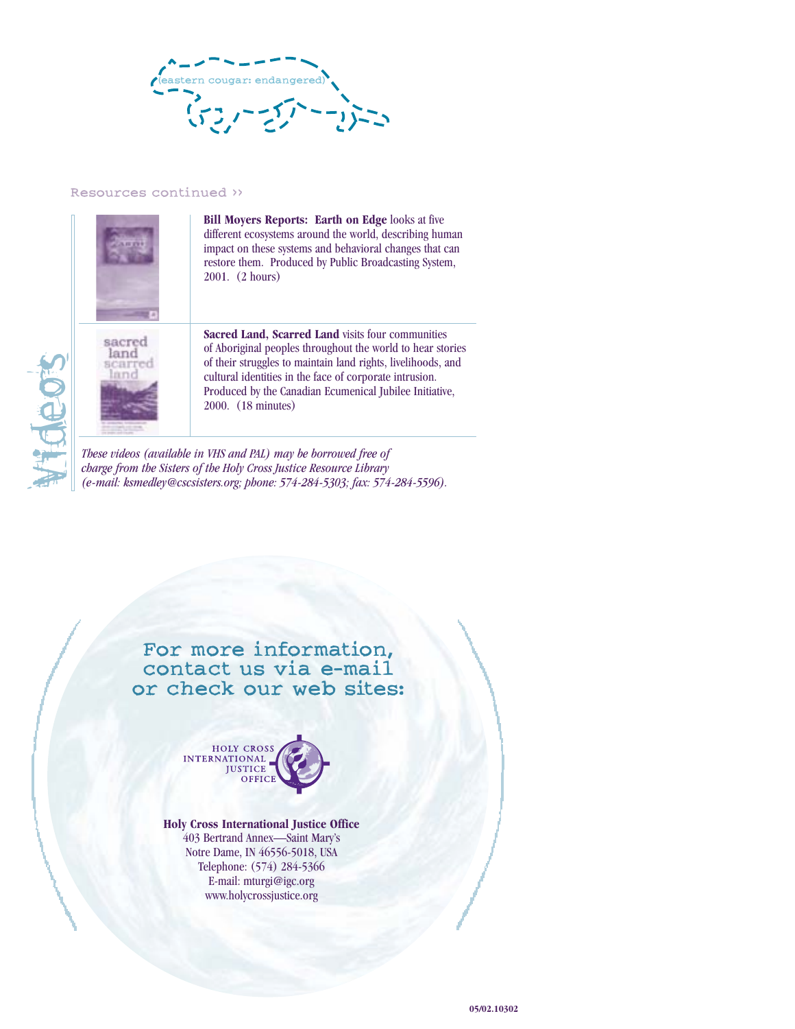(eastern cougar: endangered)

Resources continued ››

## Videos

**Bill Moyers Reports: Earth on Edge** looks at five different ecosystems around the world, describing human impact on these systems and behavioral changes that can restore them. Produced by Public Broadcasting System, 2001. (2 hours)

**Sacred Land, Scarred Land** visits four communities of Aboriginal peoples throughout the world to hear stories of their struggles to maintain land rights, livelihoods, and cultural identities in the face of corporate intrusion. Produced by the Canadian Ecumenical Jubilee Initiative, 2000. (18 minutes)

*These videos (available in VHS and PAL) may be borrowed free of charge from the Sisters of the Holy Cross Justice Resource Library (e-mail: ksmedley@cscsisters.org; phone: 574-284-5303; fax: 574-284-5596).*

For more information, contact us via e-mail or check our web sites:

HOLY CROSS INTERNATIONAL JUSTICE OFFICE

**Holy Cross International Justice Office**
403 Bertrand Annex—Saint Mary's
Notre Dame, IN 46556-5018, USA
Telephone: (574) 284-5366
E-mail: mturgi@igc.org
www.holycrossjustice.org

05/02.10302